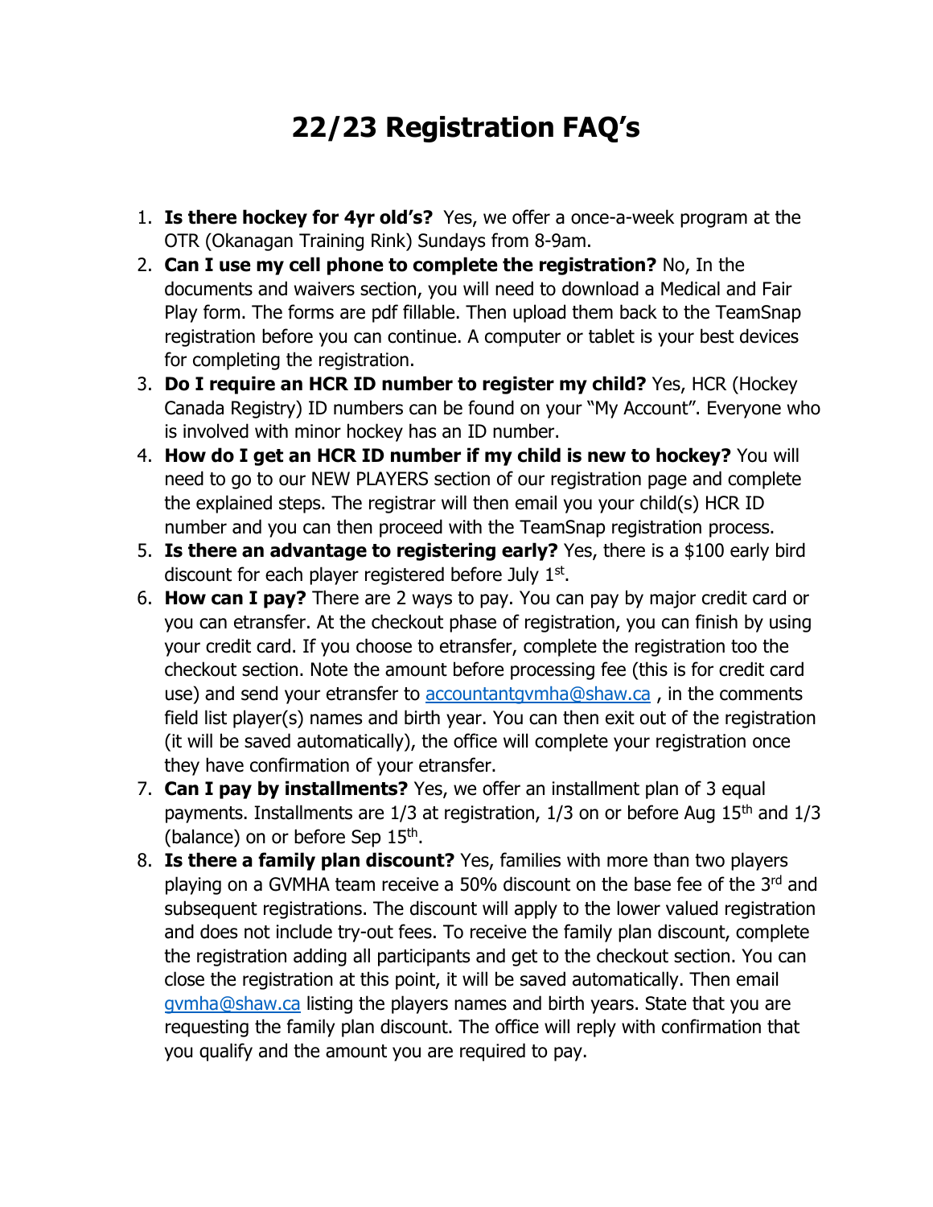# 22/23 Registration FAQ's

1. **Is there hockey for 4yr old's?** Yes, we offer a once-a-week program at the OTR (Okanagan Training Rink) Sundays from 8-9am.
2. **Can I use my cell phone to complete the registration?** No, In the documents and waivers section, you will need to download a Medical and Fair Play form. The forms are pdf fillable. Then upload them back to the TeamSnap registration before you can continue. A computer or tablet is your best devices for completing the registration.
3. **Do I require an HCR ID number to register my child?** Yes, HCR (Hockey Canada Registry) ID numbers can be found on your "My Account". Everyone who is involved with minor hockey has an ID number.
4. **How do I get an HCR ID number if my child is new to hockey?** You will need to go to our NEW PLAYERS section of our registration page and complete the explained steps. The registrar will then email you your child(s) HCR ID number and you can then proceed with the TeamSnap registration process.
5. **Is there an advantage to registering early?** Yes, there is a $100 early bird discount for each player registered before July 1st.
6. **How can I pay?** There are 2 ways to pay. You can pay by major credit card or you can etransfer. At the checkout phase of registration, you can finish by using your credit card. If you choose to etransfer, complete the registration too the checkout section. Note the amount before processing fee (this is for credit card use) and send your etransfer to accountantgvmha@shaw.ca , in the comments field list player(s) names and birth year. You can then exit out of the registration (it will be saved automatically), the office will complete your registration once they have confirmation of your etransfer.
7. **Can I pay by installments?** Yes, we offer an installment plan of 3 equal payments. Installments are 1/3 at registration, 1/3 on or before Aug 15th and 1/3 (balance) on or before Sep 15th.
8. **Is there a family plan discount?** Yes, families with more than two players playing on a GVMHA team receive a 50% discount on the base fee of the 3rd and subsequent registrations. The discount will apply to the lower valued registration and does not include try-out fees. To receive the family plan discount, complete the registration adding all participants and get to the checkout section. You can close the registration at this point, it will be saved automatically. Then email gvmha@shaw.ca listing the players names and birth years. State that you are requesting the family plan discount. The office will reply with confirmation that you qualify and the amount you are required to pay.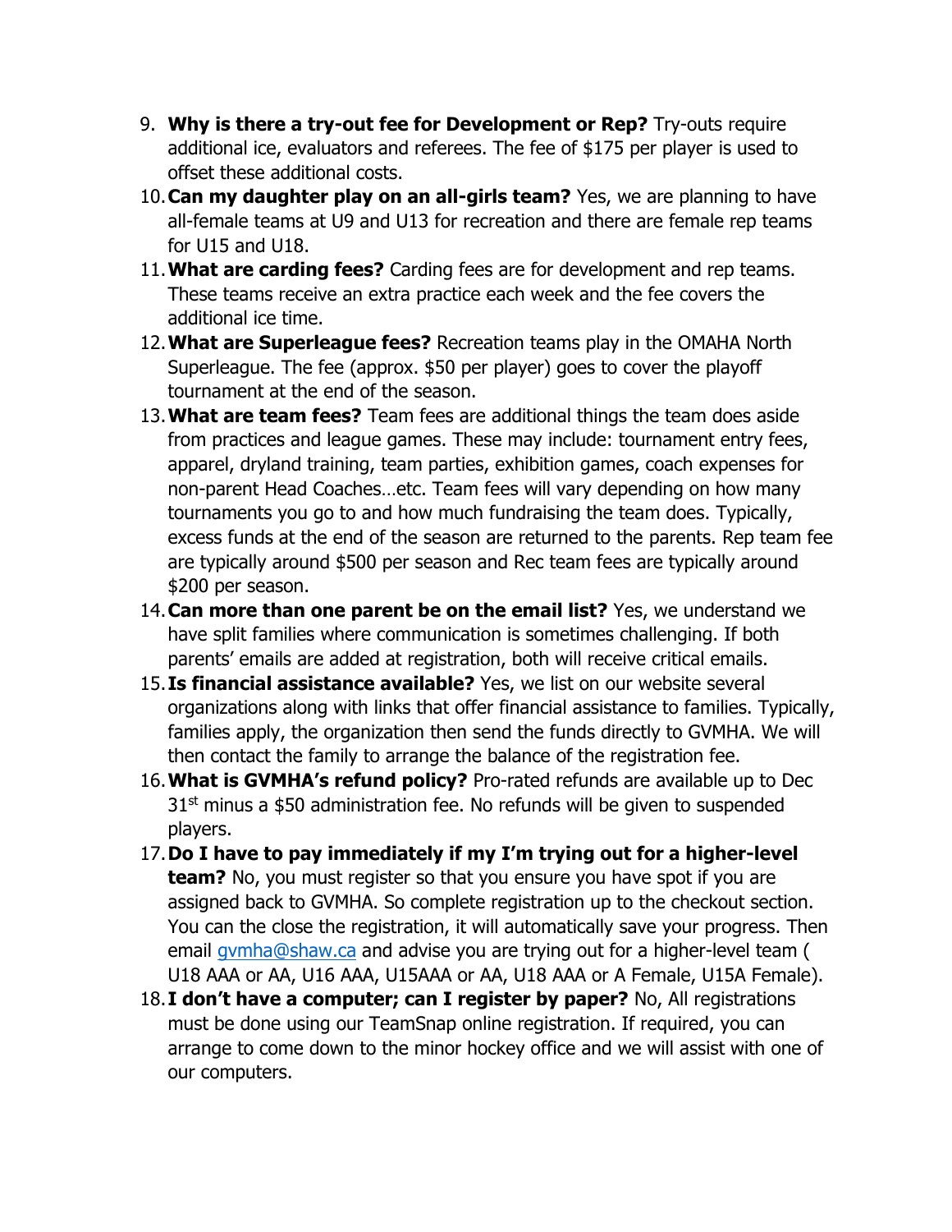9. **Why is there a try-out fee for Development or Rep?** Try-outs require additional ice, evaluators and referees. The fee of $175 per player is used to offset these additional costs.
10. **Can my daughter play on an all-girls team?** Yes, we are planning to have all-female teams at U9 and U13 for recreation and there are female rep teams for U15 and U18.
11. **What are carding fees?** Carding fees are for development and rep teams. These teams receive an extra practice each week and the fee covers the additional ice time.
12. **What are Superleague fees?** Recreation teams play in the OMAHA North Superleague. The fee (approx. $50 per player) goes to cover the playoff tournament at the end of the season.
13. **What are team fees?** Team fees are additional things the team does aside from practices and league games. These may include: tournament entry fees, apparel, dryland training, team parties, exhibition games, coach expenses for non-parent Head Coaches…etc. Team fees will vary depending on how many tournaments you go to and how much fundraising the team does. Typically, excess funds at the end of the season are returned to the parents. Rep team fee are typically around $500 per season and Rec team fees are typically around $200 per season.
14. **Can more than one parent be on the email list?** Yes, we understand we have split families where communication is sometimes challenging. If both parents' emails are added at registration, both will receive critical emails.
15. **Is financial assistance available?** Yes, we list on our website several organizations along with links that offer financial assistance to families. Typically, families apply, the organization then send the funds directly to GVMHA. We will then contact the family to arrange the balance of the registration fee.
16. **What is GVMHA's refund policy?** Pro-rated refunds are available up to Dec 31st minus a $50 administration fee. No refunds will be given to suspended players.
17. **Do I have to pay immediately if my I'm trying out for a higher-level team?** No, you must register so that you ensure you have spot if you are assigned back to GVMHA. So complete registration up to the checkout section. You can the close the registration, it will automatically save your progress. Then email [gvmha@shaw.ca](mailto:gvmha@shaw.ca) and advise you are trying out for a higher-level team ( U18 AAA or AA, U16 AAA, U15AAA or AA, U18 AAA or A Female, U15A Female).
18. **I don't have a computer; can I register by paper?** No, All registrations must be done using our TeamSnap online registration. If required, you can arrange to come down to the minor hockey office and we will assist with one of our computers.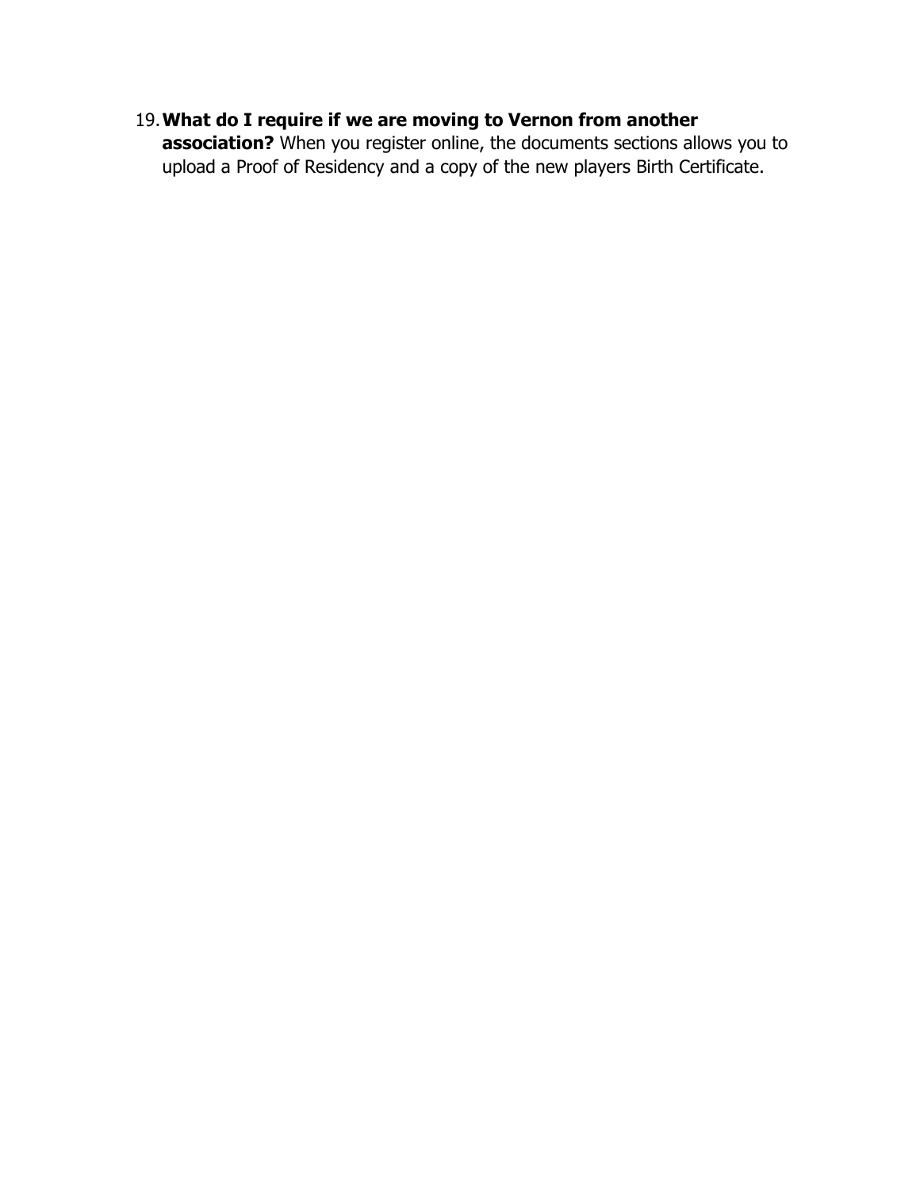19. **What do I require if we are moving to Vernon from another association?** When you register online, the documents sections allows you to upload a Proof of Residency and a copy of the new players Birth Certificate.